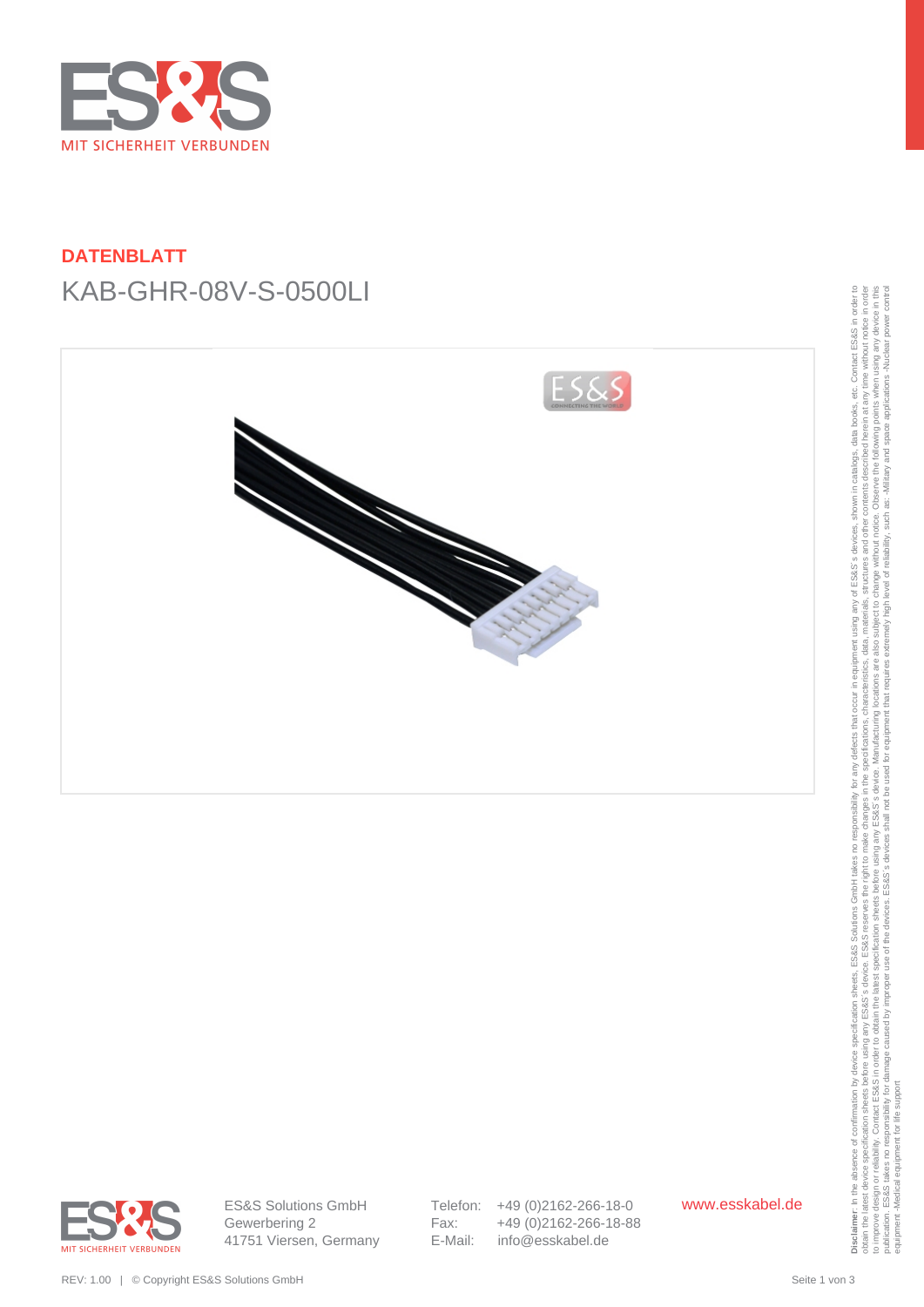MIT SICHERHEIT VERBUNDEN

## DATENBLATT

# KAB-GHR-08V-S-0500LI

ES&S Solutions GmbH
Gewerbering 2
41751 Viersen, Germany

Telefon: +49 (0)2162-266-18-0
Fax: +49 (0)2162-266-18-88
E-Mail: info@esskabel.de

www.esskabel.de

**Disclaimer**: In the absence of confirmation by device specification sheets, ES&S Solutions GmbH takes no responsibility for any defects that occur in equipment using any of ES&S´s devices, shown in catalogs, data books, etc. Contact ES&S in order to obtain the latest device specification sheets before using any ES&S´s device. ES&S reserves the right to make changes in the specifications, characteristics, data, materials, structures and other contents described herein at any time without notice in order to improve design or reliability. Contact ES&S in order to obtain the latest specification sheets before using any ES&S´s device. Manufacturing locations are also subject to change without notice. Observe the following points when using any device in this publication. ES&S takes no responsibility for damage caused by improper use of the devices. ES&S´s devices shall not be used for equipment that requires extremely high level of reliability, such as: -Military and space applications -Nuclear power control equipment -Medical equipment for life support

REV: 1.00 | © Copyright ES&S Solutions GmbH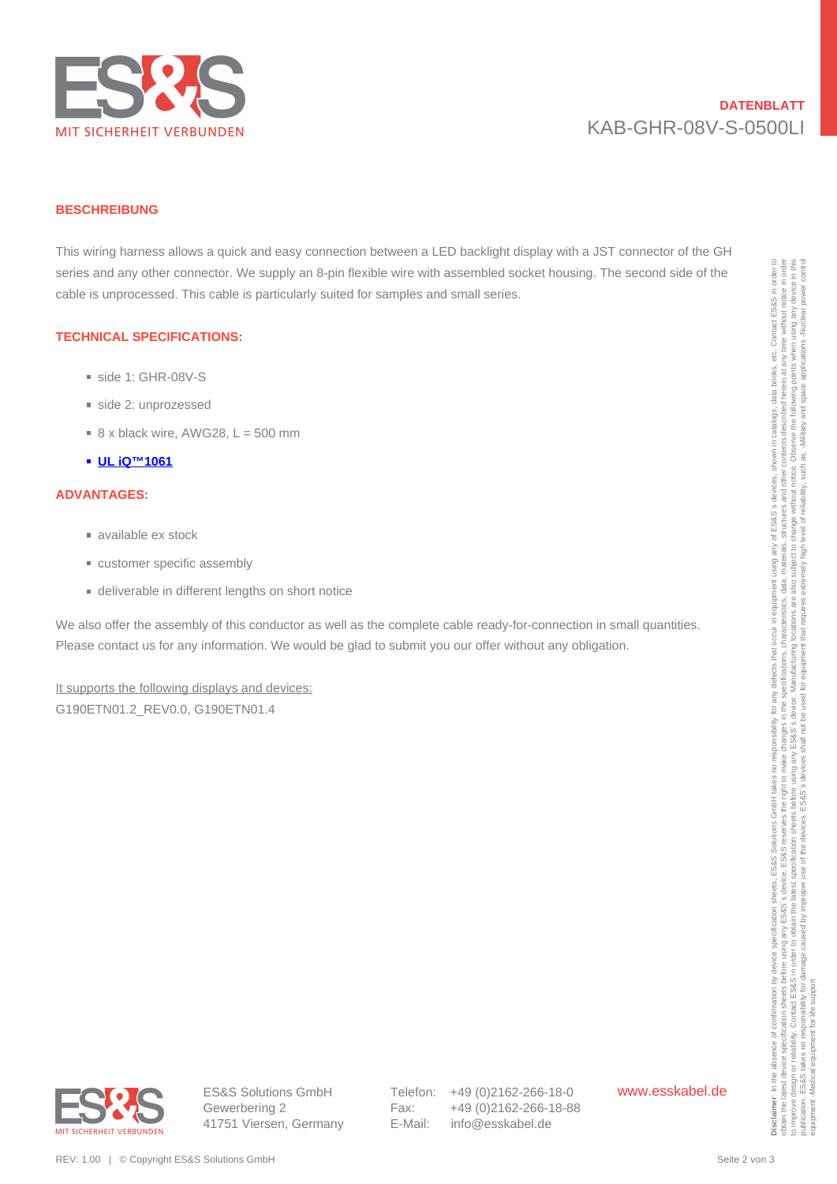**DATENBLATT**
KAB-GHR-08V-S-0500LI

## BESCHREIBUNG

This wiring harness allows a quick and easy connection between a LED backlight display with a JST connector of the GH series and any other connector. We supply an 8-pin flexible wire with assembled socket housing. The second side of the cable is unprocessed. This cable is particularly suited for samples and small series.

## TECHNICAL SPECIFICATIONS:

- side 1: GHR-08V-S
- side 2: unprozessed
- 8 x black wire, AWG28, L = 500 mm
- **UL iQ™1061**

## ADVANTAGES:

- available ex stock
- customer specific assembly
- deliverable in different lengths on short notice

We also offer the assembly of this conductor as well as the complete cable ready-for-connection in small quantities. Please contact us for any information. We would be glad to submit you our offer without any obligation.

It supports the following displays and devices:
G190ETN01.2_REV0.0, G190ETN01.4

**Disclaimer**: In the absence of confirmation by device specification sheets, ES&S Solutions GmbH takes no responsibility for any defects that occur in equipment using any of ES&S´s devices, shown in catalogs, data books, etc. Contact ES&S in order to obtain the latest device specification sheets before using any ES&S´s device. ES&S reserves the right to make changes in the specifications, characteristics, data, materials, structures and other contents described herein at any time without notice in order to improve design or reliability. Contact ES&S in order to obtain the latest specification sheets before using any ES&S´s device. Manufacturing locations are also subject to change without notice. Observe the following points when using any device in this publication. ES&S takes no responsibility for damage caused by improper use of the devices. ES&S´s devices shall not be used for equipment that requires extremely high level of reliability, such as: -Military and space applications -Nuclear power control equipment -Medical equipment for life support

ES&S Solutions GmbH
Gewerbering 2
41751 Viersen, Germany

Telefon: +49 (0)2162-266-18-0
Fax: +49 (0)2162-266-18-88
E-Mail: info@esskabel.de

www.esskabel.de

REV: 1.00 | © Copyright ES&S Solutions GmbH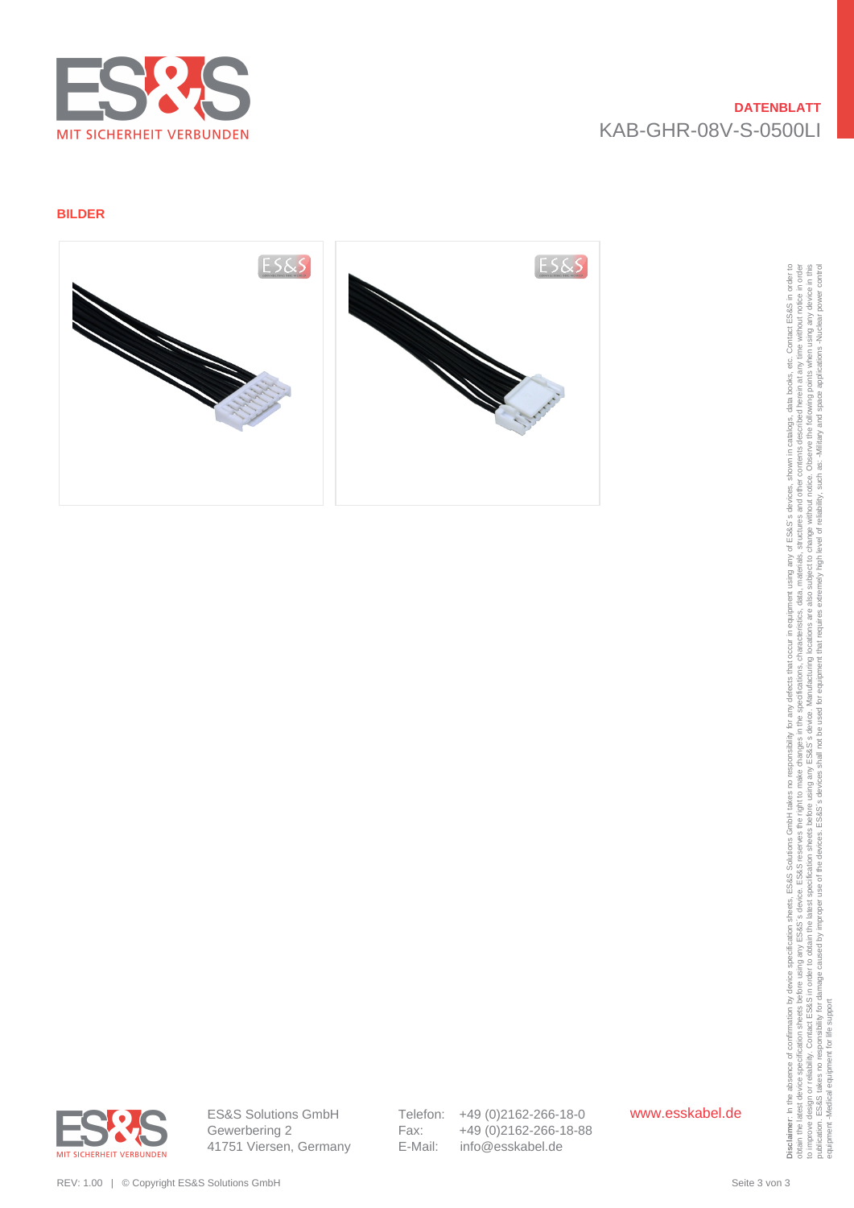# DATENBLATT

KAB-GHR-08V-S-0500LI

## BILDER

ES&S Solutions GmbH
Gewerbering 2
41751 Viersen, Germany

Telefon: +49 (0)2162-266-18-0
Fax: +49 (0)2162-266-18-88
E-Mail: info@esskabel.de

www.esskabel.de

**Disclaimer**: In the absence of confirmation by device specification sheets, ES&S Solutions GmbH takes no responsibility for any defects that occur in equipment using any of ES&S´s devices, shown in catalogs, data books, etc. Contact ES&S in order to obtain the latest device specification sheets before using any ES&S´s device. ES&S reserves the right to make changes in the specifications, characteristics, data, materials, structures and other contents described herein at any time without notice in order to improve design or reliability. Contact ES&S in order to obtain the latest specification sheets before using any ES&S´s device. Manufacturing locations are also subject to change without notice. Observe the following points when using any device in this publication. ES&S takes no responsibility for damage caused by improper use of the devices. ES&S´s devices shall not be used for equipment that requires extremely high level of reliability, such as: -Military and space applications -Nuclear power control equipment -Medical equipment for life support

REV: 1.00 | © Copyright ES&S Solutions GmbH